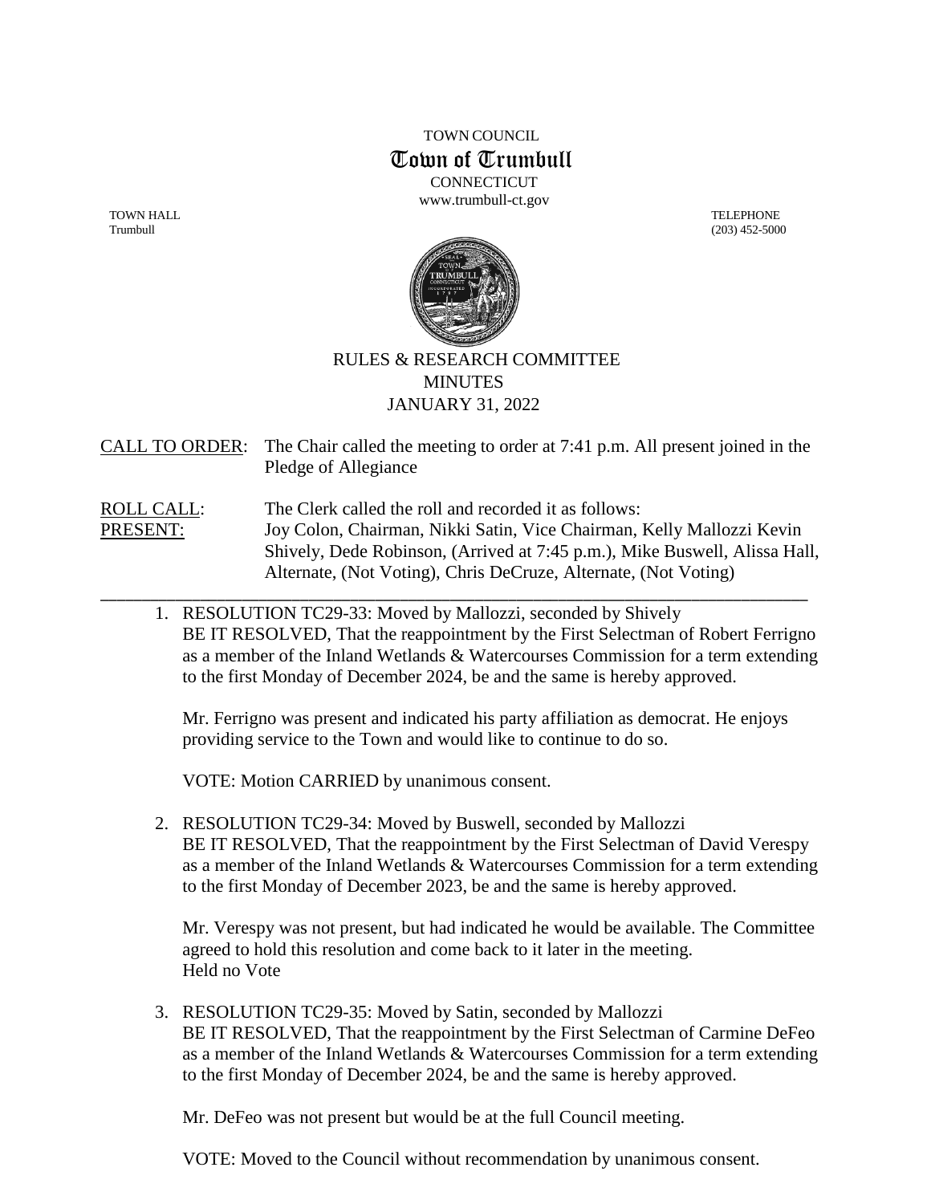TOWN COUNCIL

# Town of Trumbull

CONNECTICUT

www.trumbull-ct.gov

TOWN HALL
Trumbull

TELEPHONE
(203) 452-5000

## RULES & RESEARCH COMMITTEE
## MINUTES
## JANUARY 31, 2022

CALL TO ORDER: The Chair called the meeting to order at 7:41 p.m. All present joined in the Pledge of Allegiance

ROLL CALL: The Clerk called the roll and recorded it as follows:

PRESENT: Joy Colon, Chairman, Nikki Satin, Vice Chairman, Kelly Mallozzi Kevin Shively, Dede Robinson, (Arrived at 7:45 p.m.), Mike Buswell, Alissa Hall, Alternate, (Not Voting), Chris DeCruze, Alternate, (Not Voting)

---

1. RESOLUTION TC29-33: Moved by Mallozzi, seconded by Shively
   BE IT RESOLVED, That the reappointment by the First Selectman of Robert Ferrigno as a member of the Inland Wetlands & Watercourses Commission for a term extending to the first Monday of December 2024, be and the same is hereby approved.

   Mr. Ferrigno was present and indicated his party affiliation as democrat. He enjoys providing service to the Town and would like to continue to do so.

   VOTE: Motion CARRIED by unanimous consent.

2. RESOLUTION TC29-34: Moved by Buswell, seconded by Mallozzi
   BE IT RESOLVED, That the reappointment by the First Selectman of David Verespy as a member of the Inland Wetlands & Watercourses Commission for a term extending to the first Monday of December 2023, be and the same is hereby approved.

   Mr. Verespy was not present, but had indicated he would be available. The Committee agreed to hold this resolution and come back to it later in the meeting.
   Held no Vote

3. RESOLUTION TC29-35: Moved by Satin, seconded by Mallozzi
   BE IT RESOLVED, That the reappointment by the First Selectman of Carmine DeFeo as a member of the Inland Wetlands & Watercourses Commission for a term extending to the first Monday of December 2024, be and the same is hereby approved.

   Mr. DeFeo was not present but would be at the full Council meeting.

   VOTE: Moved to the Council without recommendation by unanimous consent.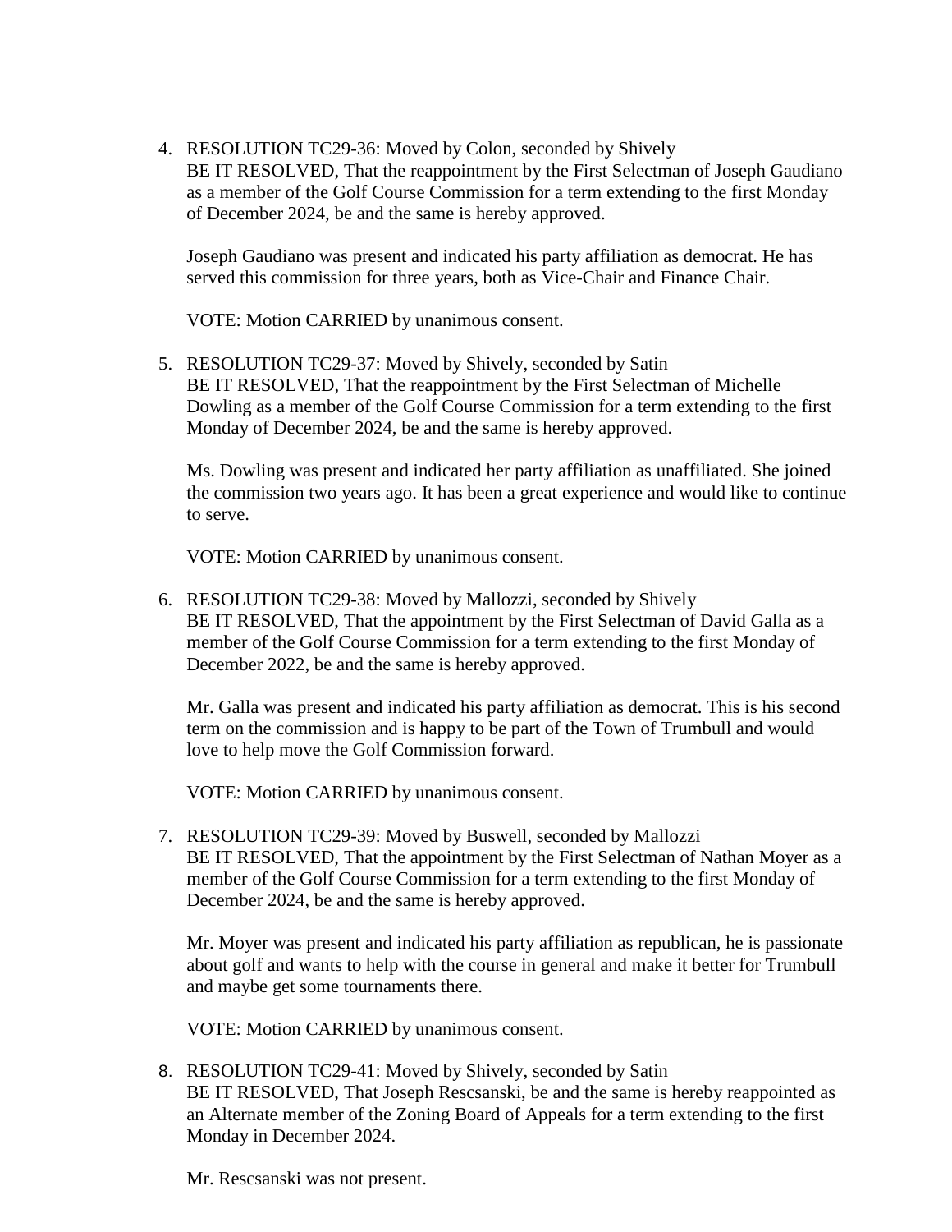4. RESOLUTION TC29-36: Moved by Colon, seconded by Shively
   BE IT RESOLVED, That the reappointment by the First Selectman of Joseph Gaudiano as a member of the Golf Course Commission for a term extending to the first Monday of December 2024, be and the same is hereby approved.

   Joseph Gaudiano was present and indicated his party affiliation as democrat. He has served this commission for three years, both as Vice-Chair and Finance Chair.

   VOTE: Motion CARRIED by unanimous consent.

5. RESOLUTION TC29-37: Moved by Shively, seconded by Satin
   BE IT RESOLVED, That the reappointment by the First Selectman of Michelle Dowling as a member of the Golf Course Commission for a term extending to the first Monday of December 2024, be and the same is hereby approved.

   Ms. Dowling was present and indicated her party affiliation as unaffiliated. She joined the commission two years ago. It has been a great experience and would like to continue to serve.

   VOTE: Motion CARRIED by unanimous consent.

6. RESOLUTION TC29-38: Moved by Mallozzi, seconded by Shively
   BE IT RESOLVED, That the appointment by the First Selectman of David Galla as a member of the Golf Course Commission for a term extending to the first Monday of December 2022, be and the same is hereby approved.

   Mr. Galla was present and indicated his party affiliation as democrat. This is his second term on the commission and is happy to be part of the Town of Trumbull and would love to help move the Golf Commission forward.

   VOTE: Motion CARRIED by unanimous consent.

7. RESOLUTION TC29-39: Moved by Buswell, seconded by Mallozzi
   BE IT RESOLVED, That the appointment by the First Selectman of Nathan Moyer as a member of the Golf Course Commission for a term extending to the first Monday of December 2024, be and the same is hereby approved.

   Mr. Moyer was present and indicated his party affiliation as republican, he is passionate about golf and wants to help with the course in general and make it better for Trumbull and maybe get some tournaments there.

   VOTE: Motion CARRIED by unanimous consent.

8. RESOLUTION TC29-41: Moved by Shively, seconded by Satin
   BE IT RESOLVED, That Joseph Rescsanski, be and the same is hereby reappointed as an Alternate member of the Zoning Board of Appeals for a term extending to the first Monday in December 2024.

   Mr. Rescsanski was not present.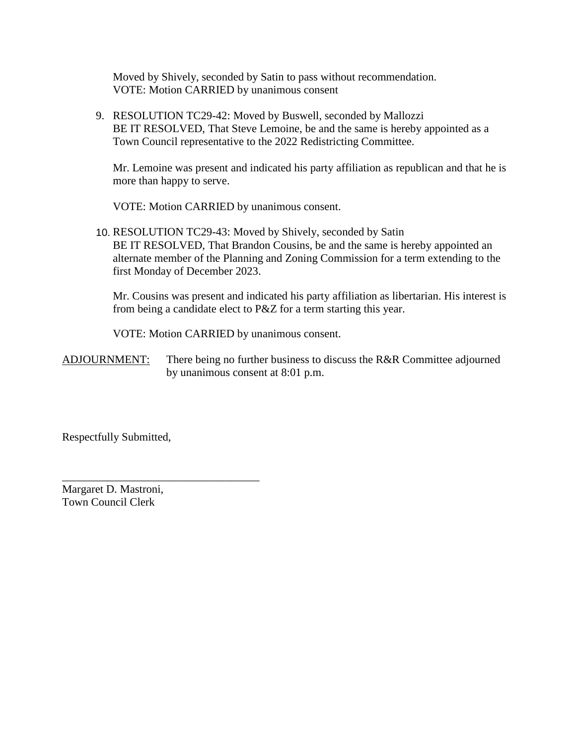Moved by Shively, seconded by Satin to pass without recommendation.
VOTE: Motion CARRIED by unanimous consent

9. RESOLUTION TC29-42: Moved by Buswell, seconded by Mallozzi
   BE IT RESOLVED, That Steve Lemoine, be and the same is hereby appointed as a Town Council representative to the 2022 Redistricting Committee.

   Mr. Lemoine was present and indicated his party affiliation as republican and that he is more than happy to serve.

   VOTE: Motion CARRIED by unanimous consent.

10. RESOLUTION TC29-43: Moved by Shively, seconded by Satin
    BE IT RESOLVED, That Brandon Cousins, be and the same is hereby appointed an alternate member of the Planning and Zoning Commission for a term extending to the first Monday of December 2023.

    Mr. Cousins was present and indicated his party affiliation as libertarian. His interest is from being a candidate elect to P&Z for a term starting this year.

    VOTE: Motion CARRIED by unanimous consent.

ADJOURNMENT: There being no further business to discuss the R&R Committee adjourned by unanimous consent at 8:01 p.m.

Respectfully Submitted,

___________________________________
Margaret D. Mastroni,
Town Council Clerk